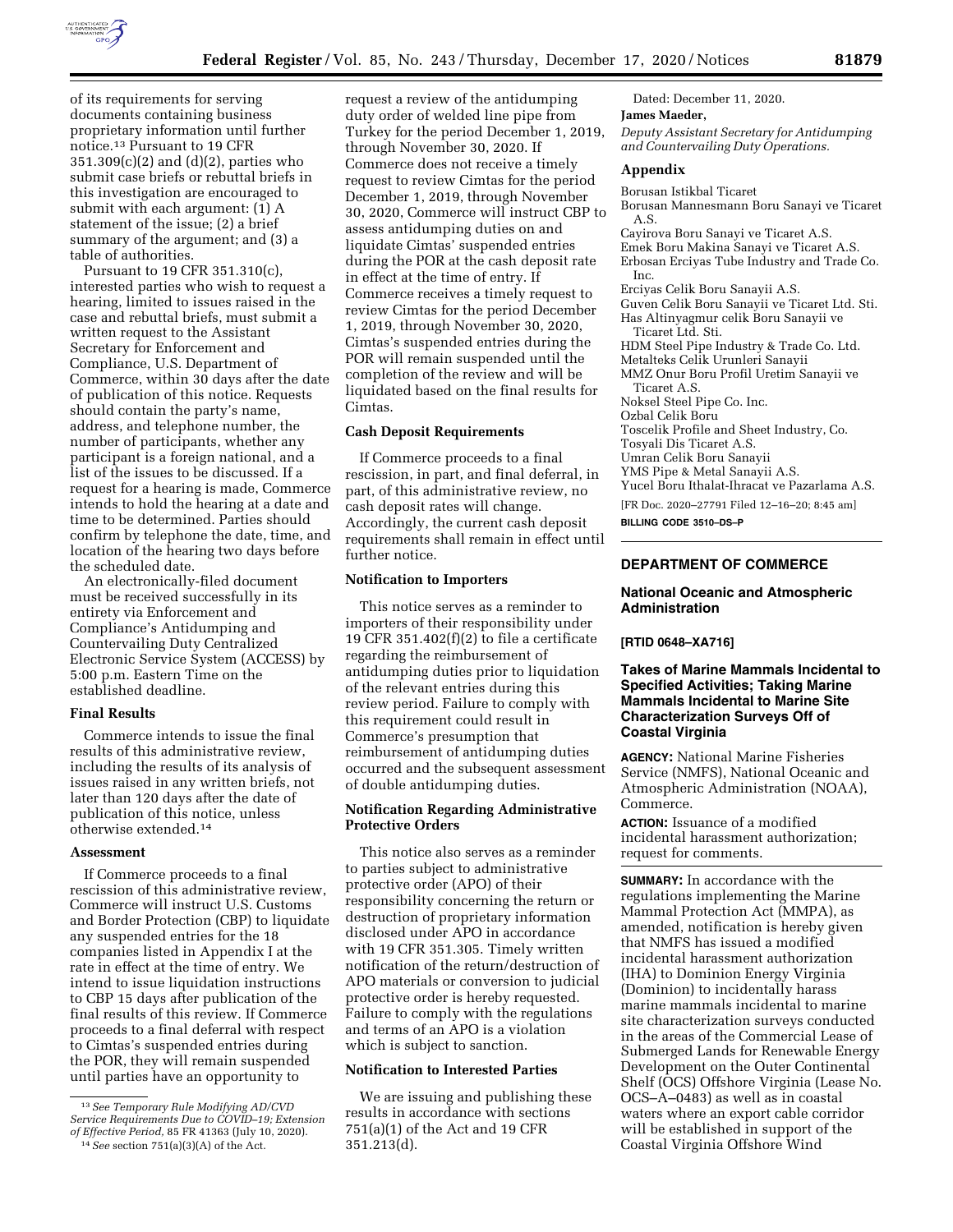of its requirements for serving documents containing business proprietary information until further notice.[13] Pursuant to 19 CFR 351.309(c)(2) and (d)(2), parties who submit case briefs or rebuttal briefs in this investigation are encouraged to submit with each argument: (1) A statement of the issue; (2) a brief summary of the argument; and (3) a table of authorities.

Pursuant to 19 CFR 351.310(c), interested parties who wish to request a hearing, limited to issues raised in the case and rebuttal briefs, must submit a written request to the Assistant Secretary for Enforcement and Compliance, U.S. Department of Commerce, within 30 days after the date of publication of this notice. Requests should contain the party's name, address, and telephone number, the number of participants, whether any participant is a foreign national, and a list of the issues to be discussed. If a request for a hearing is made, Commerce intends to hold the hearing at a date and time to be determined. Parties should confirm by telephone the date, time, and location of the hearing two days before the scheduled date.

An electronically-filed document must be received successfully in its entirety via Enforcement and Compliance's Antidumping and Countervailing Duty Centralized Electronic Service System (ACCESS) by 5:00 p.m. Eastern Time on the established deadline.

### Final Results

Commerce intends to issue the final results of this administrative review, including the results of its analysis of issues raised in any written briefs, not later than 120 days after the date of publication of this notice, unless otherwise extended.[14]

### Assessment

If Commerce proceeds to a final rescission of this administrative review, Commerce will instruct U.S. Customs and Border Protection (CBP) to liquidate any suspended entries for the 18 companies listed in Appendix I at the rate in effect at the time of entry. We intend to issue liquidation instructions to CBP 15 days after publication of the final results of this review. If Commerce proceeds to a final deferral with respect to Cimtas's suspended entries during the POR, they will remain suspended until parties have an opportunity to request a review of the antidumping duty order of welded line pipe from Turkey for the period December 1, 2019, through November 30, 2020. If Commerce does not receive a timely request to review Cimtas for the period December 1, 2019, through November 30, 2020, Commerce will instruct CBP to assess antidumping duties on and liquidate Cimtas' suspended entries during the POR at the cash deposit rate in effect at the time of entry. If Commerce receives a timely request to review Cimtas for the period December 1, 2019, through November 30, 2020, Cimtas's suspended entries during the POR will remain suspended until the completion of the review and will be liquidated based on the final results for Cimtas.

### Cash Deposit Requirements

If Commerce proceeds to a final rescission, in part, and final deferral, in part, of this administrative review, no cash deposit rates will change. Accordingly, the current cash deposit requirements shall remain in effect until further notice.

### Notification to Importers

This notice serves as a reminder to importers of their responsibility under 19 CFR 351.402(f)(2) to file a certificate regarding the reimbursement of antidumping duties prior to liquidation of the relevant entries during this review period. Failure to comply with this requirement could result in Commerce's presumption that reimbursement of antidumping duties occurred and the subsequent assessment of double antidumping duties.

### Notification Regarding Administrative Protective Orders

This notice also serves as a reminder to parties subject to administrative protective order (APO) of their responsibility concerning the return or destruction of proprietary information disclosed under APO in accordance with 19 CFR 351.305. Timely written notification of the return/destruction of APO materials or conversion to judicial protective order is hereby requested. Failure to comply with the regulations and terms of an APO is a violation which is subject to sanction.

### Notification to Interested Parties

We are issuing and publishing these results in accordance with sections 751(a)(1) of the Act and 19 CFR 351.213(d).

Dated: December 11, 2020.

**James Maeder,**

*Deputy Assistant Secretary for Antidumping and Countervailing Duty Operations.*

### Appendix

Borusan Istikbal Ticaret
Borusan Mannesmann Boru Sanayi ve Ticaret A.S.
Cayirova Boru Sanayi ve Ticaret A.S.
Emek Boru Makina Sanayi ve Ticaret A.S.
Erbosan Erciyas Tube Industry and Trade Co. Inc.
Erciyas Celik Boru Sanayii A.S.
Guven Celik Boru Sanayii ve Ticaret Ltd. Sti.
Has Altinyagmur celik Boru Sanayii ve Ticaret Ltd. Sti.
HDM Steel Pipe Industry & Trade Co. Ltd.
Metalteks Celik Urunleri Sanayii
MMZ Onur Boru Profil Uretim Sanayii ve Ticaret A.S.
Noksel Steel Pipe Co. Inc.
Ozbal Celik Boru
Toscelik Profile and Sheet Industry, Co.
Tosyali Dis Ticaret A.S.
Umran Celik Boru Sanayii
YMS Pipe & Metal Sanayii A.S.
Yucel Boru Ithalat-Ihracat ve Pazarlama A.S.

[FR Doc. 2020–27791 Filed 12–16–20; 8:45 am]

**BILLING CODE 3510–DS–P**

---

## DEPARTMENT OF COMMERCE

### National Oceanic and Atmospheric Administration

**[RTID 0648–XA716]**

### Takes of Marine Mammals Incidental to Specified Activities; Taking Marine Mammals Incidental to Marine Site Characterization Surveys Off of Coastal Virginia

**AGENCY:** National Marine Fisheries Service (NMFS), National Oceanic and Atmospheric Administration (NOAA), Commerce.

**ACTION:** Issuance of a modified incidental harassment authorization; request for comments.

**SUMMARY:** In accordance with the regulations implementing the Marine Mammal Protection Act (MMPA), as amended, notification is hereby given that NMFS has issued a modified incidental harassment authorization (IHA) to Dominion Energy Virginia (Dominion) to incidentally harass marine mammals incidental to marine site characterization surveys conducted in the areas of the Commercial Lease of Submerged Lands for Renewable Energy Development on the Outer Continental Shelf (OCS) Offshore Virginia (Lease No. OCS–A–0483) as well as in coastal waters where an export cable corridor will be established in support of the Coastal Virginia Offshore Wind

---

[13] *See Temporary Rule Modifying AD/CVD Service Requirements Due to COVID–19; Extension of Effective Period,* 85 FR 41363 (July 10, 2020).

[14] *See* section 751(a)(3)(A) of the Act.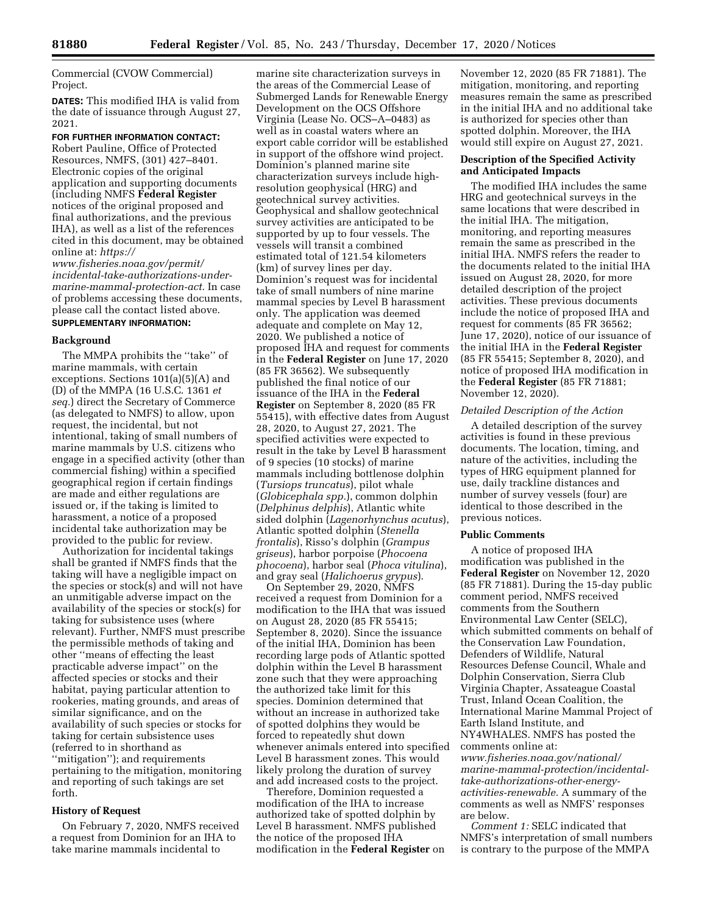Commercial (CVOW Commercial) Project.

**DATES:** This modified IHA is valid from the date of issuance through August 27, 2021.

**FOR FURTHER INFORMATION CONTACT:** Robert Pauline, Office of Protected Resources, NMFS, (301) 427–8401. Electronic copies of the original application and supporting documents (including NMFS **Federal Register** notices of the original proposed and final authorizations, and the previous IHA), as well as a list of the references cited in this document, may be obtained online at: *https://www.fisheries.noaa.gov/permit/incidental-take-authorizations-under-marine-mammal-protection-act.* In case of problems accessing these documents, please call the contact listed above.

**SUPPLEMENTARY INFORMATION:**

## Background

The MMPA prohibits the ''take'' of marine mammals, with certain exceptions. Sections 101(a)(5)(A) and (D) of the MMPA (16 U.S.C. 1361 *et seq.*) direct the Secretary of Commerce (as delegated to NMFS) to allow, upon request, the incidental, but not intentional, taking of small numbers of marine mammals by U.S. citizens who engage in a specified activity (other than commercial fishing) within a specified geographical region if certain findings are made and either regulations are issued or, if the taking is limited to harassment, a notice of a proposed incidental take authorization may be provided to the public for review.

Authorization for incidental takings shall be granted if NMFS finds that the taking will have a negligible impact on the species or stock(s) and will not have an unmitigable adverse impact on the availability of the species or stock(s) for taking for subsistence uses (where relevant). Further, NMFS must prescribe the permissible methods of taking and other ''means of effecting the least practicable adverse impact'' on the affected species or stocks and their habitat, paying particular attention to rookeries, mating grounds, and areas of similar significance, and on the availability of such species or stocks for taking for certain subsistence uses (referred to in shorthand as ''mitigation''); and requirements pertaining to the mitigation, monitoring and reporting of such takings are set forth.

## History of Request

On February 7, 2020, NMFS received a request from Dominion for an IHA to take marine mammals incidental to marine site characterization surveys in the areas of the Commercial Lease of Submerged Lands for Renewable Energy Development on the OCS Offshore Virginia (Lease No. OCS–A–0483) as well as in coastal waters where an export cable corridor will be established in support of the offshore wind project. Dominion's planned marine site characterization surveys include high-resolution geophysical (HRG) and geotechnical survey activities. Geophysical and shallow geotechnical survey activities are anticipated to be supported by up to four vessels. The vessels will transit a combined estimated total of 121.54 kilometers (km) of survey lines per day. Dominion's request was for incidental take of small numbers of nine marine mammal species by Level B harassment only. The application was deemed adequate and complete on May 12, 2020. We published a notice of proposed IHA and request for comments in the **Federal Register** on June 17, 2020 (85 FR 36562). We subsequently published the final notice of our issuance of the IHA in the **Federal Register** on September 8, 2020 (85 FR 55415), with effective dates from August 28, 2020, to August 27, 2021. The specified activities were expected to result in the take by Level B harassment of 9 species (10 stocks) of marine mammals including bottlenose dolphin (*Tursiops truncatus*), pilot whale (*Globicephala spp.*), common dolphin (*Delphinus delphis*), Atlantic white sided dolphin (*Lagenorhynchus acutus*), Atlantic spotted dolphin (*Stenella frontalis*), Risso's dolphin (*Grampus griseus*), harbor porpoise (*Phocoena phocoena*), harbor seal (*Phoca vitulina*), and gray seal (*Halichoerus grypus*).

On September 29, 2020, NMFS received a request from Dominion for a modification to the IHA that was issued on August 28, 2020 (85 FR 55415; September 8, 2020). Since the issuance of the initial IHA, Dominion has been recording large pods of Atlantic spotted dolphin within the Level B harassment zone such that they were approaching the authorized take limit for this species. Dominion determined that without an increase in authorized take of spotted dolphins they would be forced to repeatedly shut down whenever animals entered into specified Level B harassment zones. This would likely prolong the duration of survey and add increased costs to the project.

Therefore, Dominion requested a modification of the IHA to increase authorized take of spotted dolphin by Level B harassment. NMFS published the notice of the proposed IHA modification in the **Federal Register** on November 12, 2020 (85 FR 71881). The mitigation, monitoring, and reporting measures remain the same as prescribed in the initial IHA and no additional take is authorized for species other than spotted dolphin. Moreover, the IHA would still expire on August 27, 2021.

## Description of the Specified Activity and Anticipated Impacts

The modified IHA includes the same HRG and geotechnical surveys in the same locations that were described in the initial IHA. The mitigation, monitoring, and reporting measures remain the same as prescribed in the initial IHA. NMFS refers the reader to the documents related to the initial IHA issued on August 28, 2020, for more detailed description of the project activities. These previous documents include the notice of proposed IHA and request for comments (85 FR 36562; June 17, 2020), notice of our issuance of the initial IHA in the **Federal Register** (85 FR 55415; September 8, 2020), and notice of proposed IHA modification in the **Federal Register** (85 FR 71881; November 12, 2020).

### *Detailed Description of the Action*

A detailed description of the survey activities is found in these previous documents. The location, timing, and nature of the activities, including the types of HRG equipment planned for use, daily trackline distances and number of survey vessels (four) are identical to those described in the previous notices.

## Public Comments

A notice of proposed IHA modification was published in the **Federal Register** on November 12, 2020 (85 FR 71881). During the 15-day public comment period, NMFS received comments from the Southern Environmental Law Center (SELC), which submitted comments on behalf of the Conservation Law Foundation, Defenders of Wildlife, Natural Resources Defense Council, Whale and Dolphin Conservation, Sierra Club Virginia Chapter, Assateague Coastal Trust, Inland Ocean Coalition, the International Marine Mammal Project of Earth Island Institute, and NY4WHALES. NMFS has posted the comments online at: *www.fisheries.noaa.gov/national/marine-mammal-protection/incidental-take-authorizations-other-energy-activities-renewable.* A summary of the comments as well as NMFS' responses are below.

*Comment 1:* SELC indicated that NMFS's interpretation of small numbers is contrary to the purpose of the MMPA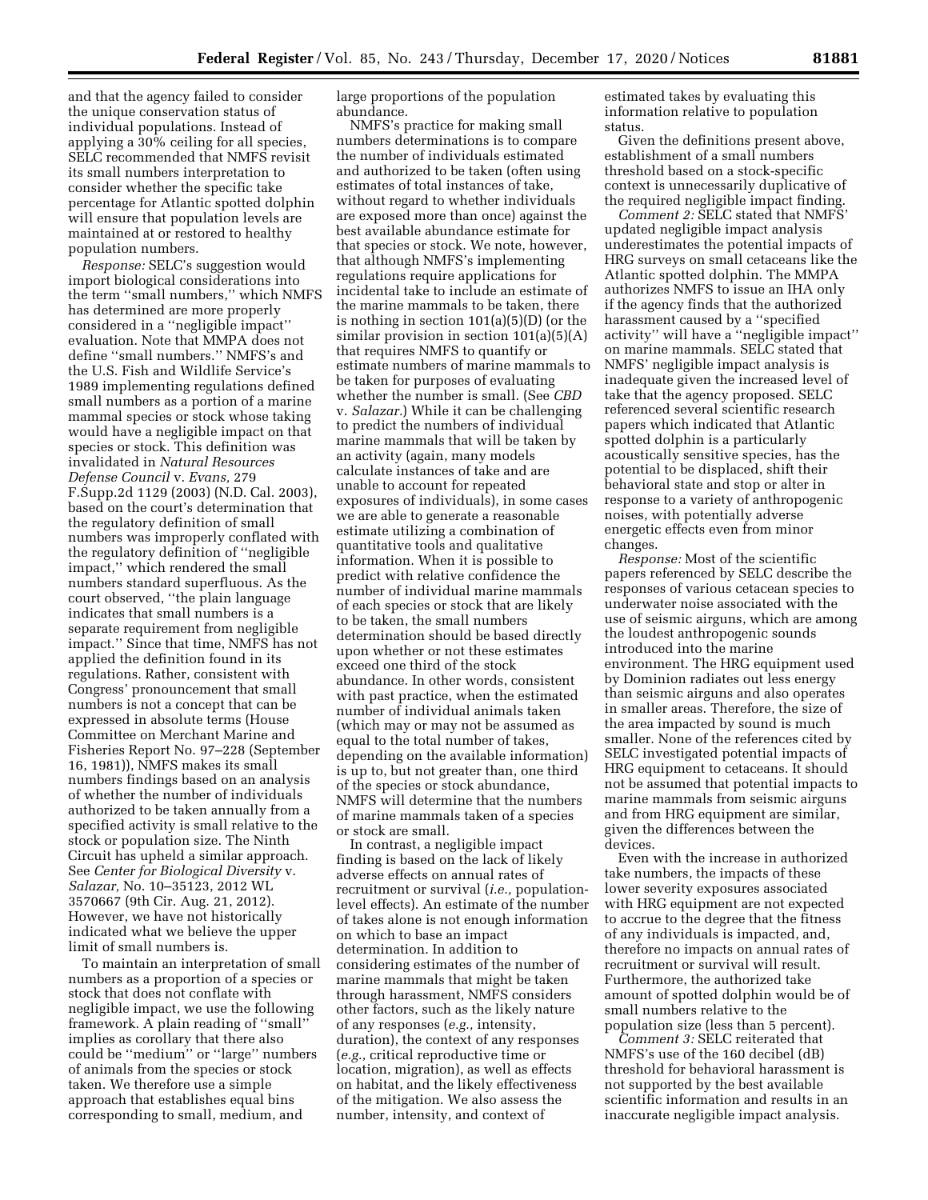and that the agency failed to consider the unique conservation status of individual populations. Instead of applying a 30% ceiling for all species, SELC recommended that NMFS revisit its small numbers interpretation to consider whether the specific take percentage for Atlantic spotted dolphin will ensure that population levels are maintained at or restored to healthy population numbers.

*Response:* SELC's suggestion would import biological considerations into the term ''small numbers,'' which NMFS has determined are more properly considered in a ''negligible impact'' evaluation. Note that MMPA does not define ''small numbers.'' NMFS's and the U.S. Fish and Wildlife Service's 1989 implementing regulations defined small numbers as a portion of a marine mammal species or stock whose taking would have a negligible impact on that species or stock. This definition was invalidated in *Natural Resources Defense Council* v. *Evans,* 279 F.Supp.2d 1129 (2003) (N.D. Cal. 2003), based on the court's determination that the regulatory definition of small numbers was improperly conflated with the regulatory definition of ''negligible impact,'' which rendered the small numbers standard superfluous. As the court observed, ''the plain language indicates that small numbers is a separate requirement from negligible impact.'' Since that time, NMFS has not applied the definition found in its regulations. Rather, consistent with Congress' pronouncement that small numbers is not a concept that can be expressed in absolute terms (House Committee on Merchant Marine and Fisheries Report No. 97–228 (September 16, 1981)), NMFS makes its small numbers findings based on an analysis of whether the number of individuals authorized to be taken annually from a specified activity is small relative to the stock or population size. The Ninth Circuit has upheld a similar approach. See *Center for Biological Diversity* v. *Salazar,* No. 10–35123, 2012 WL 3570667 (9th Cir. Aug. 21, 2012). However, we have not historically indicated what we believe the upper limit of small numbers is.

To maintain an interpretation of small numbers as a proportion of a species or stock that does not conflate with negligible impact, we use the following framework. A plain reading of ''small'' implies as corollary that there also could be ''medium'' or ''large'' numbers of animals from the species or stock taken. We therefore use a simple approach that establishes equal bins corresponding to small, medium, and large proportions of the population abundance.

NMFS's practice for making small numbers determinations is to compare the number of individuals estimated and authorized to be taken (often using estimates of total instances of take, without regard to whether individuals are exposed more than once) against the best available abundance estimate for that species or stock. We note, however, that although NMFS's implementing regulations require applications for incidental take to include an estimate of the marine mammals to be taken, there is nothing in section 101(a)(5)(D) (or the similar provision in section 101(a)(5)(A) that requires NMFS to quantify or estimate numbers of marine mammals to be taken for purposes of evaluating whether the number is small. (See *CBD* v. *Salazar.*) While it can be challenging to predict the numbers of individual marine mammals that will be taken by an activity (again, many models calculate instances of take and are unable to account for repeated exposures of individuals), in some cases we are able to generate a reasonable estimate utilizing a combination of quantitative tools and qualitative information. When it is possible to predict with relative confidence the number of individual marine mammals of each species or stock that are likely to be taken, the small numbers determination should be based directly upon whether or not these estimates exceed one third of the stock abundance. In other words, consistent with past practice, when the estimated number of individual animals taken (which may or may not be assumed as equal to the total number of takes, depending on the available information) is up to, but not greater than, one third of the species or stock abundance, NMFS will determine that the numbers of marine mammals taken of a species or stock are small.

In contrast, a negligible impact finding is based on the lack of likely adverse effects on annual rates of recruitment or survival (*i.e.,* population-level effects). An estimate of the number of takes alone is not enough information on which to base an impact determination. In addition to considering estimates of the number of marine mammals that might be taken through harassment, NMFS considers other factors, such as the likely nature of any responses (*e.g.,* intensity, duration), the context of any responses (*e.g.,* critical reproductive time or location, migration), as well as effects on habitat, and the likely effectiveness of the mitigation. We also assess the number, intensity, and context of estimated takes by evaluating this information relative to population status.

Given the definitions present above, establishment of a small numbers threshold based on a stock-specific context is unnecessarily duplicative of the required negligible impact finding.

*Comment 2:* SELC stated that NMFS' updated negligible impact analysis underestimates the potential impacts of HRG surveys on small cetaceans like the Atlantic spotted dolphin. The MMPA authorizes NMFS to issue an IHA only if the agency finds that the authorized harassment caused by a ''specified activity'' will have a ''negligible impact'' on marine mammals. SELC stated that NMFS' negligible impact analysis is inadequate given the increased level of take that the agency proposed. SELC referenced several scientific research papers which indicated that Atlantic spotted dolphin is a particularly acoustically sensitive species, has the potential to be displaced, shift their behavioral state and stop or alter in response to a variety of anthropogenic noises, with potentially adverse energetic effects even from minor changes.

*Response:* Most of the scientific papers referenced by SELC describe the responses of various cetacean species to underwater noise associated with the use of seismic airguns, which are among the loudest anthropogenic sounds introduced into the marine environment. The HRG equipment used by Dominion radiates out less energy than seismic airguns and also operates in smaller areas. Therefore, the size of the area impacted by sound is much smaller. None of the references cited by SELC investigated potential impacts of HRG equipment to cetaceans. It should not be assumed that potential impacts to marine mammals from seismic airguns and from HRG equipment are similar, given the differences between the devices.

Even with the increase in authorized take numbers, the impacts of these lower severity exposures associated with HRG equipment are not expected to accrue to the degree that the fitness of any individuals is impacted, and, therefore no impacts on annual rates of recruitment or survival will result. Furthermore, the authorized take amount of spotted dolphin would be of small numbers relative to the population size (less than 5 percent).

*Comment 3:* SELC reiterated that NMFS's use of the 160 decibel (dB) threshold for behavioral harassment is not supported by the best available scientific information and results in an inaccurate negligible impact analysis.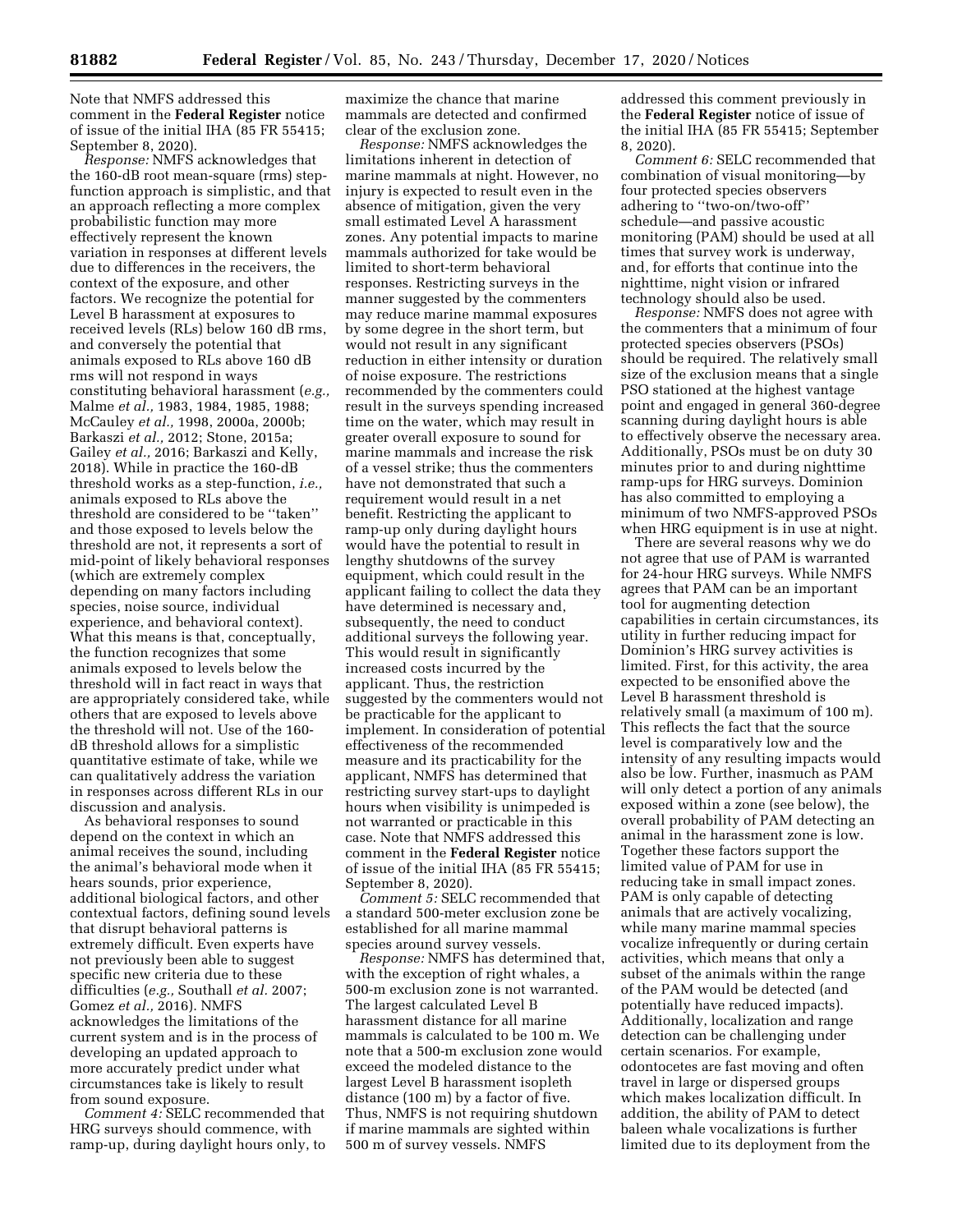Note that NMFS addressed this comment in the **Federal Register** notice of issue of the initial IHA (85 FR 55415; September 8, 2020).

*Response:* NMFS acknowledges that the 160-dB root mean-square (rms) step-function approach is simplistic, and that an approach reflecting a more complex probabilistic function may more effectively represent the known variation in responses at different levels due to differences in the receivers, the context of the exposure, and other factors. We recognize the potential for Level B harassment at exposures to received levels (RLs) below 160 dB rms, and conversely the potential that animals exposed to RLs above 160 dB rms will not respond in ways constituting behavioral harassment (*e.g.,* Malme *et al.,* 1983, 1984, 1985, 1988; McCauley *et al.,* 1998, 2000a, 2000b; Barkaszi *et al.,* 2012; Stone, 2015a; Gailey *et al.,* 2016; Barkaszi and Kelly, 2018). While in practice the 160-dB threshold works as a step-function, *i.e.,* animals exposed to RLs above the threshold are considered to be ''taken'' and those exposed to levels below the threshold are not, it represents a sort of mid-point of likely behavioral responses (which are extremely complex depending on many factors including species, noise source, individual experience, and behavioral context). What this means is that, conceptually, the function recognizes that some animals exposed to levels below the threshold will in fact react in ways that are appropriately considered take, while others that are exposed to levels above the threshold will not. Use of the 160-dB threshold allows for a simplistic quantitative estimate of take, while we can qualitatively address the variation in responses across different RLs in our discussion and analysis.

As behavioral responses to sound depend on the context in which an animal receives the sound, including the animal's behavioral mode when it hears sounds, prior experience, additional biological factors, and other contextual factors, defining sound levels that disrupt behavioral patterns is extremely difficult. Even experts have not previously been able to suggest specific new criteria due to these difficulties (*e.g.,* Southall *et al.* 2007; Gomez *et al.,* 2016). NMFS acknowledges the limitations of the current system and is in the process of developing an updated approach to more accurately predict under what circumstances take is likely to result from sound exposure.

*Comment 4:* SELC recommended that HRG surveys should commence, with ramp-up, during daylight hours only, to maximize the chance that marine mammals are detected and confirmed clear of the exclusion zone.

*Response:* NMFS acknowledges the limitations inherent in detection of marine mammals at night. However, no injury is expected to result even in the absence of mitigation, given the very small estimated Level A harassment zones. Any potential impacts to marine mammals authorized for take would be limited to short-term behavioral responses. Restricting surveys in the manner suggested by the commenters may reduce marine mammal exposures by some degree in the short term, but would not result in any significant reduction in either intensity or duration of noise exposure. The restrictions recommended by the commenters could result in the surveys spending increased time on the water, which may result in greater overall exposure to sound for marine mammals and increase the risk of a vessel strike; thus the commenters have not demonstrated that such a requirement would result in a net benefit. Restricting the applicant to ramp-up only during daylight hours would have the potential to result in lengthy shutdowns of the survey equipment, which could result in the applicant failing to collect the data they have determined is necessary and, subsequently, the need to conduct additional surveys the following year. This would result in significantly increased costs incurred by the applicant. Thus, the restriction suggested by the commenters would not be practicable for the applicant to implement. In consideration of potential effectiveness of the recommended measure and its practicability for the applicant, NMFS has determined that restricting survey start-ups to daylight hours when visibility is unimpeded is not warranted or practicable in this case. Note that NMFS addressed this comment in the **Federal Register** notice of issue of the initial IHA (85 FR 55415; September 8, 2020).

*Comment 5:* SELC recommended that a standard 500-meter exclusion zone be established for all marine mammal species around survey vessels.

*Response:* NMFS has determined that, with the exception of right whales, a 500-m exclusion zone is not warranted. The largest calculated Level B harassment distance for all marine mammals is calculated to be 100 m. We note that a 500-m exclusion zone would exceed the modeled distance to the largest Level B harassment isopleth distance (100 m) by a factor of five. Thus, NMFS is not requiring shutdown if marine mammals are sighted within 500 m of survey vessels. NMFS addressed this comment previously in the **Federal Register** notice of issue of the initial IHA (85 FR 55415; September 8, 2020).

*Comment 6:* SELC recommended that combination of visual monitoring—by four protected species observers adhering to ''two-on/two-off'' schedule—and passive acoustic monitoring (PAM) should be used at all times that survey work is underway, and, for efforts that continue into the nighttime, night vision or infrared technology should also be used.

*Response:* NMFS does not agree with the commenters that a minimum of four protected species observers (PSOs) should be required. The relatively small size of the exclusion means that a single PSO stationed at the highest vantage point and engaged in general 360-degree scanning during daylight hours is able to effectively observe the necessary area. Additionally, PSOs must be on duty 30 minutes prior to and during nighttime ramp-ups for HRG surveys. Dominion has also committed to employing a minimum of two NMFS-approved PSOs when HRG equipment is in use at night.

There are several reasons why we do not agree that use of PAM is warranted for 24-hour HRG surveys. While NMFS agrees that PAM can be an important tool for augmenting detection capabilities in certain circumstances, its utility in further reducing impact for Dominion's HRG survey activities is limited. First, for this activity, the area expected to be ensonified above the Level B harassment threshold is relatively small (a maximum of 100 m). This reflects the fact that the source level is comparatively low and the intensity of any resulting impacts would also be low. Further, inasmuch as PAM will only detect a portion of any animals exposed within a zone (see below), the overall probability of PAM detecting an animal in the harassment zone is low. Together these factors support the limited value of PAM for use in reducing take in small impact zones. PAM is only capable of detecting animals that are actively vocalizing, while many marine mammal species vocalize infrequently or during certain activities, which means that only a subset of the animals within the range of the PAM would be detected (and potentially have reduced impacts). Additionally, localization and range detection can be challenging under certain scenarios. For example, odontocetes are fast moving and often travel in large or dispersed groups which makes localization difficult. In addition, the ability of PAM to detect baleen whale vocalizations is further limited due to its deployment from the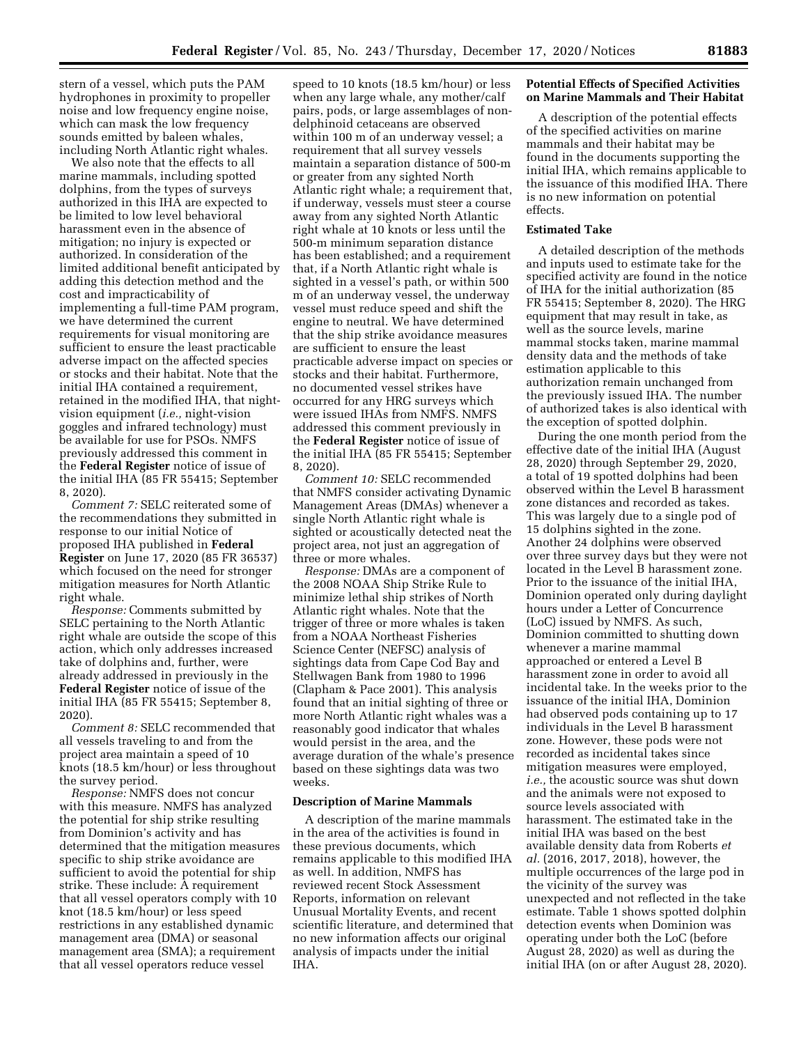stern of a vessel, which puts the PAM hydrophones in proximity to propeller noise and low frequency engine noise, which can mask the low frequency sounds emitted by baleen whales, including North Atlantic right whales.

We also note that the effects to all marine mammals, including spotted dolphins, from the types of surveys authorized in this IHA are expected to be limited to low level behavioral harassment even in the absence of mitigation; no injury is expected or authorized. In consideration of the limited additional benefit anticipated by adding this detection method and the cost and impracticability of implementing a full-time PAM program, we have determined the current requirements for visual monitoring are sufficient to ensure the least practicable adverse impact on the affected species or stocks and their habitat. Note that the initial IHA contained a requirement, retained in the modified IHA, that night-vision equipment (*i.e.,* night-vision goggles and infrared technology) must be available for use for PSOs. NMFS previously addressed this comment in the **Federal Register** notice of issue of the initial IHA (85 FR 55415; September 8, 2020).

*Comment 7:* SELC reiterated some of the recommendations they submitted in response to our initial Notice of proposed IHA published in **Federal Register** on June 17, 2020 (85 FR 36537) which focused on the need for stronger mitigation measures for North Atlantic right whale.

*Response:* Comments submitted by SELC pertaining to the North Atlantic right whale are outside the scope of this action, which only addresses increased take of dolphins and, further, were already addressed in previously in the **Federal Register** notice of issue of the initial IHA (85 FR 55415; September 8, 2020).

*Comment 8:* SELC recommended that all vessels traveling to and from the project area maintain a speed of 10 knots (18.5 km/hour) or less throughout the survey period.

*Response:* NMFS does not concur with this measure. NMFS has analyzed the potential for ship strike resulting from Dominion's activity and has determined that the mitigation measures specific to ship strike avoidance are sufficient to avoid the potential for ship strike. These include: A requirement that all vessel operators comply with 10 knot (18.5 km/hour) or less speed restrictions in any established dynamic management area (DMA) or seasonal management area (SMA); a requirement that all vessel operators reduce vessel speed to 10 knots (18.5 km/hour) or less when any large whale, any mother/calf pairs, pods, or large assemblages of non-delphinoid cetaceans are observed within 100 m of an underway vessel; a requirement that all survey vessels maintain a separation distance of 500-m or greater from any sighted North Atlantic right whale; a requirement that, if underway, vessels must steer a course away from any sighted North Atlantic right whale at 10 knots or less until the 500-m minimum separation distance has been established; and a requirement that, if a North Atlantic right whale is sighted in a vessel's path, or within 500 m of an underway vessel, the underway vessel must reduce speed and shift the engine to neutral. We have determined that the ship strike avoidance measures are sufficient to ensure the least practicable adverse impact on species or stocks and their habitat. Furthermore, no documented vessel strikes have occurred for any HRG surveys which were issued IHAs from NMFS. NMFS addressed this comment previously in the **Federal Register** notice of issue of the initial IHA (85 FR 55415; September 8, 2020).

*Comment 10:* SELC recommended that NMFS consider activating Dynamic Management Areas (DMAs) whenever a single North Atlantic right whale is sighted or acoustically detected neat the project area, not just an aggregation of three or more whales.

*Response:* DMAs are a component of the 2008 NOAA Ship Strike Rule to minimize lethal ship strikes of North Atlantic right whales. Note that the trigger of three or more whales is taken from a NOAA Northeast Fisheries Science Center (NEFSC) analysis of sightings data from Cape Cod Bay and Stellwagen Bank from 1980 to 1996 (Clapham & Pace 2001). This analysis found that an initial sighting of three or more North Atlantic right whales was a reasonably good indicator that whales would persist in the area, and the average duration of the whale's presence based on these sightings data was two weeks.

## Description of Marine Mammals

A description of the marine mammals in the area of the activities is found in these previous documents, which remains applicable to this modified IHA as well. In addition, NMFS has reviewed recent Stock Assessment Reports, information on relevant Unusual Mortality Events, and recent scientific literature, and determined that no new information affects our original analysis of impacts under the initial IHA.

## Potential Effects of Specified Activities on Marine Mammals and Their Habitat

A description of the potential effects of the specified activities on marine mammals and their habitat may be found in the documents supporting the initial IHA, which remains applicable to the issuance of this modified IHA. There is no new information on potential effects.

## Estimated Take

A detailed description of the methods and inputs used to estimate take for the specified activity are found in the notice of IHA for the initial authorization (85 FR 55415; September 8, 2020). The HRG equipment that may result in take, as well as the source levels, marine mammal stocks taken, marine mammal density data and the methods of take estimation applicable to this authorization remain unchanged from the previously issued IHA. The number of authorized takes is also identical with the exception of spotted dolphin.

During the one month period from the effective date of the initial IHA (August 28, 2020) through September 29, 2020, a total of 19 spotted dolphins had been observed within the Level B harassment zone distances and recorded as takes. This was largely due to a single pod of 15 dolphins sighted in the zone. Another 24 dolphins were observed over three survey days but they were not located in the Level B harassment zone. Prior to the issuance of the initial IHA, Dominion operated only during daylight hours under a Letter of Concurrence (LoC) issued by NMFS. As such, Dominion committed to shutting down whenever a marine mammal approached or entered a Level B harassment zone in order to avoid all incidental take. In the weeks prior to the issuance of the initial IHA, Dominion had observed pods containing up to 17 individuals in the Level B harassment zone. However, these pods were not recorded as incidental takes since mitigation measures were employed, *i.e.,* the acoustic source was shut down and the animals were not exposed to source levels associated with harassment. The estimated take in the initial IHA was based on the best available density data from Roberts *et al.* (2016, 2017, 2018), however, the multiple occurrences of the large pod in the vicinity of the survey was unexpected and not reflected in the take estimate. Table 1 shows spotted dolphin detection events when Dominion was operating under both the LoC (before August 28, 2020) as well as during the initial IHA (on or after August 28, 2020).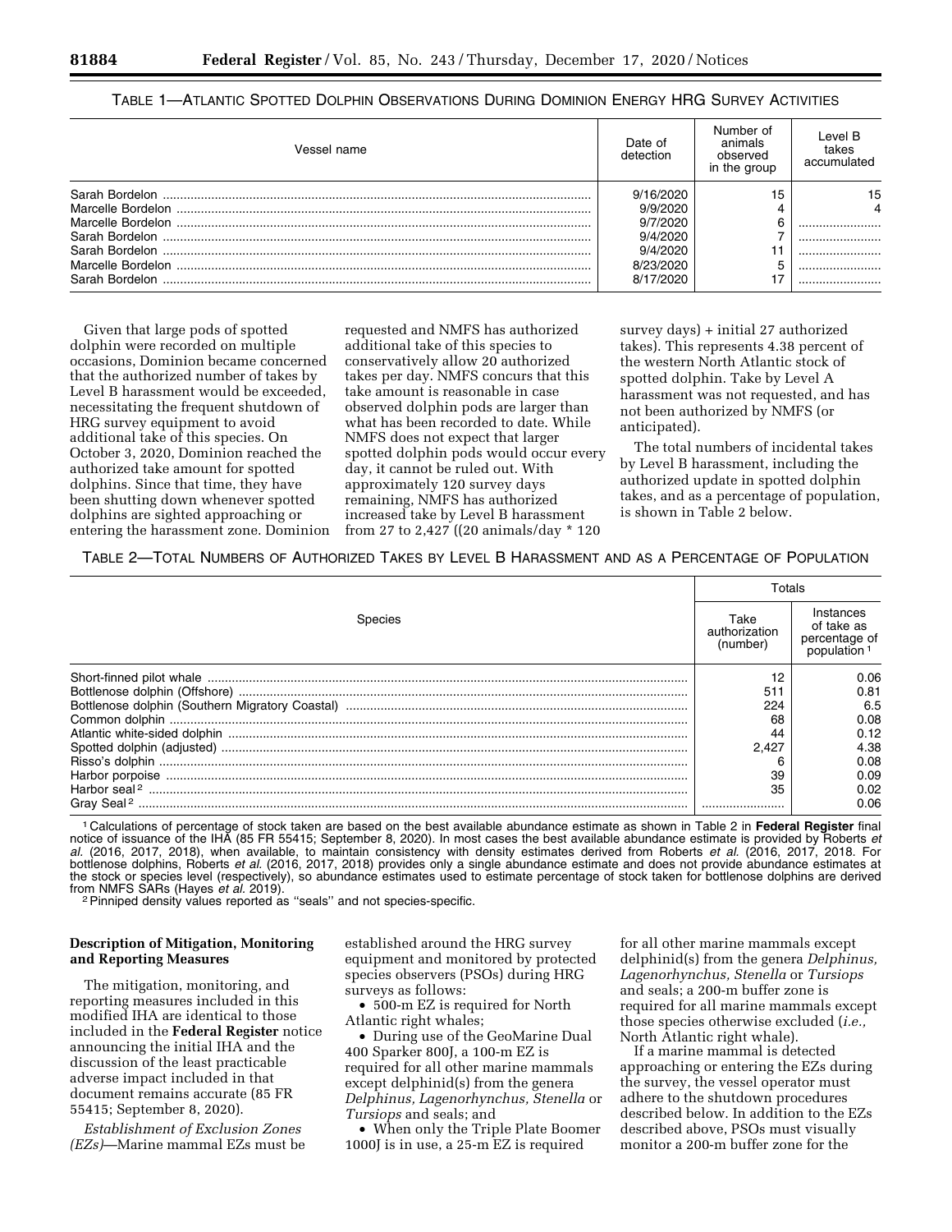TABLE 1—ATLANTIC SPOTTED DOLPHIN OBSERVATIONS DURING DOMINION ENERGY HRG SURVEY ACTIVITIES

| Vessel name | Date of detection | Number of animals observed in the group | Level B takes accumulated |
|---|---|---|---|
| Sarah Bordelon | 9/16/2020 | 15 | 15 |
| Marcelle Bordelon | 9/9/2020 | 4 | 4 |
| Marcelle Bordelon | 9/7/2020 | 6 | |
| Sarah Bordelon | 9/4/2020 | 7 | |
| Sarah Bordelon | 9/4/2020 | 11 | |
| Marcelle Bordelon | 8/23/2020 | 5 | |
| Sarah Bordelon | 8/17/2020 | 17 | |

Given that large pods of spotted dolphin were recorded on multiple occasions, Dominion became concerned that the authorized number of takes by Level B harassment would be exceeded, necessitating the frequent shutdown of HRG survey equipment to avoid additional take of this species. On October 3, 2020, Dominion reached the authorized take amount for spotted dolphins. Since that time, they have been shutting down whenever spotted dolphins are sighted approaching or entering the harassment zone. Dominion requested and NMFS has authorized additional take of this species to conservatively allow 20 authorized takes per day. NMFS concurs that this take amount is reasonable in case observed dolphin pods are larger than what has been recorded to date. While NMFS does not expect that larger spotted dolphin pods would occur every day, it cannot be ruled out. With approximately 120 survey days remaining, NMFS has authorized increased take by Level B harassment from 27 to 2,427 ((20 animals/day * 120 survey days) + initial 27 authorized takes). This represents 4.38 percent of the western North Atlantic stock of spotted dolphin. Take by Level A harassment was not requested, and has not been authorized by NMFS (or anticipated).

The total numbers of incidental takes by Level B harassment, including the authorized update in spotted dolphin takes, and as a percentage of population, is shown in Table 2 below.

TABLE 2—TOTAL NUMBERS OF AUTHORIZED TAKES BY LEVEL B HARASSMENT AND AS A PERCENTAGE OF POPULATION

| Species | Totals | |
|---|---|---|
| | Take authorization (number) | Instances of take as percentage of population [1] |
| Short-finned pilot whale | 12 | 0.06 |
| Bottlenose dolphin (Offshore) | 511 | 0.81 |
| Bottlenose dolphin (Southern Migratory Coastal) | 224 | 6.5 |
| Common dolphin | 68 | 0.08 |
| Atlantic white-sided dolphin | 44 | 0.12 |
| Spotted dolphin (adjusted) | 2,427 | 4.38 |
| Risso's dolphin | 6 | 0.08 |
| Harbor porpoise | 39 | 0.09 |
| Harbor seal [2] | 35 | 0.02 |
| Gray Seal [2] | | 0.06 |

[1] Calculations of percentage of stock taken are based on the best available abundance estimate as shown in Table 2 in **Federal Register** final notice of issuance of the IHA (85 FR 55415; September 8, 2020). In most cases the best available abundance estimate is provided by Roberts *et al.* (2016, 2017, 2018), when available, to maintain consistency with density estimates derived from Roberts *et al.* (2016, 2017, 2018. For bottlenose dolphins, Roberts *et al.* (2016, 2017, 2018) provides only a single abundance estimate and does not provide abundance estimates at the stock or species level (respectively), so abundance estimates used to estimate percentage of stock taken for bottlenose dolphins are derived from NMFS SARs (Hayes *et al.* 2019).

[2] Pinniped density values reported as "seals" and not species-specific.

**Description of Mitigation, Monitoring and Reporting Measures**

The mitigation, monitoring, and reporting measures included in this modified IHA are identical to those included in the **Federal Register** notice announcing the initial IHA and the discussion of the least practicable adverse impact included in that document remains accurate (85 FR 55415; September 8, 2020).

*Establishment of Exclusion Zones (EZs)*—Marine mammal EZs must be established around the HRG survey equipment and monitored by protected species observers (PSOs) during HRG surveys as follows:

- 500-m EZ is required for North Atlantic right whales;
- During use of the GeoMarine Dual 400 Sparker 800J, a 100-m EZ is required for all other marine mammals except delphinid(s) from the genera *Delphinus, Lagenorhynchus, Stenella* or *Tursiops* and seals; and
- When only the Triple Plate Boomer 1000J is in use, a 25-m EZ is required for all other marine mammals except delphinid(s) from the genera *Delphinus, Lagenorhynchus, Stenella* or *Tursiops* and seals; a 200-m buffer zone is required for all marine mammals except those species otherwise excluded (*i.e.,* North Atlantic right whale).

If a marine mammal is detected approaching or entering the EZs during the survey, the vessel operator must adhere to the shutdown procedures described below. In addition to the EZs described above, PSOs must visually monitor a 200-m buffer zone for the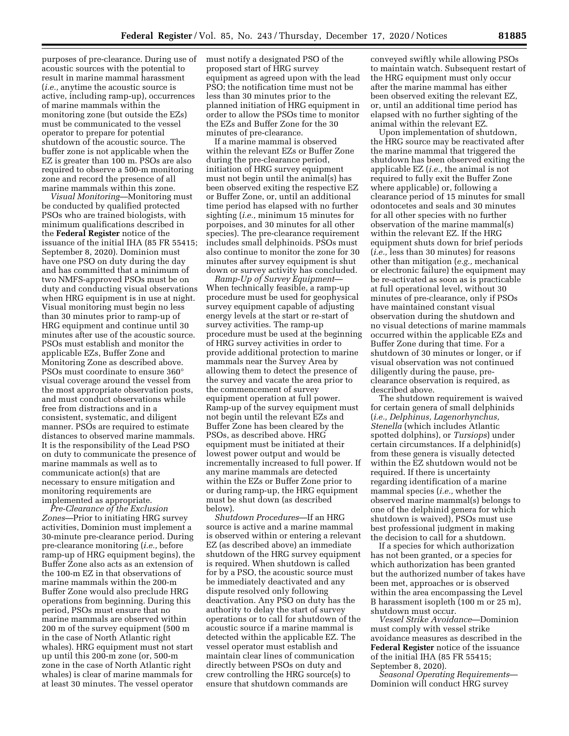purposes of pre-clearance. During use of acoustic sources with the potential to result in marine mammal harassment (*i.e.,* anytime the acoustic source is active, including ramp-up), occurrences of marine mammals within the monitoring zone (but outside the EZs) must be communicated to the vessel operator to prepare for potential shutdown of the acoustic source. The buffer zone is not applicable when the EZ is greater than 100 m. PSOs are also required to observe a 500-m monitoring zone and record the presence of all marine mammals within this zone.

*Visual Monitoring*—Monitoring must be conducted by qualified protected PSOs who are trained biologists, with minimum qualifications described in the **Federal Register** notice of the issuance of the initial IHA (85 FR 55415; September 8, 2020). Dominion must have one PSO on duty during the day and has committed that a minimum of two NMFS-approved PSOs must be on duty and conducting visual observations when HRG equipment is in use at night. Visual monitoring must begin no less than 30 minutes prior to ramp-up of HRG equipment and continue until 30 minutes after use of the acoustic source. PSOs must establish and monitor the applicable EZs, Buffer Zone and Monitoring Zone as described above. PSOs must coordinate to ensure 360° visual coverage around the vessel from the most appropriate observation posts, and must conduct observations while free from distractions and in a consistent, systematic, and diligent manner. PSOs are required to estimate distances to observed marine mammals. It is the responsibility of the Lead PSO on duty to communicate the presence of marine mammals as well as to communicate action(s) that are necessary to ensure mitigation and monitoring requirements are implemented as appropriate.

*Pre-Clearance of the Exclusion Zones*—Prior to initiating HRG survey activities, Dominion must implement a 30-minute pre-clearance period. During pre-clearance monitoring (*i.e.,* before ramp-up of HRG equipment begins), the Buffer Zone also acts as an extension of the 100-m EZ in that observations of marine mammals within the 200-m Buffer Zone would also preclude HRG operations from beginning. During this period, PSOs must ensure that no marine mammals are observed within 200 m of the survey equipment (500 m in the case of North Atlantic right whales). HRG equipment must not start up until this 200-m zone (or, 500-m zone in the case of North Atlantic right whales) is clear of marine mammals for at least 30 minutes. The vessel operator must notify a designated PSO of the proposed start of HRG survey equipment as agreed upon with the lead PSO; the notification time must not be less than 30 minutes prior to the planned initiation of HRG equipment in order to allow the PSOs time to monitor the EZs and Buffer Zone for the 30 minutes of pre-clearance.

If a marine mammal is observed within the relevant EZs or Buffer Zone during the pre-clearance period, initiation of HRG survey equipment must not begin until the animal(s) has been observed exiting the respective EZ or Buffer Zone, or, until an additional time period has elapsed with no further sighting (*i.e.,* minimum 15 minutes for porpoises, and 30 minutes for all other species). The pre-clearance requirement includes small delphinoids. PSOs must also continue to monitor the zone for 30 minutes after survey equipment is shut down or survey activity has concluded.

*Ramp-Up of Survey Equipment*—When technically feasible, a ramp-up procedure must be used for geophysical survey equipment capable of adjusting energy levels at the start or re-start of survey activities. The ramp-up procedure must be used at the beginning of HRG survey activities in order to provide additional protection to marine mammals near the Survey Area by allowing them to detect the presence of the survey and vacate the area prior to the commencement of survey equipment operation at full power. Ramp-up of the survey equipment must not begin until the relevant EZs and Buffer Zone has been cleared by the PSOs, as described above. HRG equipment must be initiated at their lowest power output and would be incrementally increased to full power. If any marine mammals are detected within the EZs or Buffer Zone prior to or during ramp-up, the HRG equipment must be shut down (as described below).

*Shutdown Procedures*—If an HRG source is active and a marine mammal is observed within or entering a relevant EZ (as described above) an immediate shutdown of the HRG survey equipment is required. When shutdown is called for by a PSO, the acoustic source must be immediately deactivated and any dispute resolved only following deactivation. Any PSO on duty has the authority to delay the start of survey operations or to call for shutdown of the acoustic source if a marine mammal is detected within the applicable EZ. The vessel operator must establish and maintain clear lines of communication directly between PSOs on duty and crew controlling the HRG source(s) to ensure that shutdown commands are conveyed swiftly while allowing PSOs to maintain watch. Subsequent restart of the HRG equipment must only occur after the marine mammal has either been observed exiting the relevant EZ, or, until an additional time period has elapsed with no further sighting of the animal within the relevant EZ.

Upon implementation of shutdown, the HRG source may be reactivated after the marine mammal that triggered the shutdown has been observed exiting the applicable EZ (*i.e.,* the animal is not required to fully exit the Buffer Zone where applicable) or, following a clearance period of 15 minutes for small odontocetes and seals and 30 minutes for all other species with no further observation of the marine mammal(s) within the relevant EZ. If the HRG equipment shuts down for brief periods (*i.e.,* less than 30 minutes) for reasons other than mitigation (*e.g.,* mechanical or electronic failure) the equipment may be re-activated as soon as is practicable at full operational level, without 30 minutes of pre-clearance, only if PSOs have maintained constant visual observation during the shutdown and no visual detections of marine mammals occurred within the applicable EZs and Buffer Zone during that time. For a shutdown of 30 minutes or longer, or if visual observation was not continued diligently during the pause, pre-clearance observation is required, as described above.

The shutdown requirement is waived for certain genera of small delphinids (*i.e., Delphinus, Lagenorhynchus, Stenella* (which includes Atlantic spotted dolphins), or *Tursiops*) under certain circumstances. If a delphinid(s) from these genera is visually detected within the EZ shutdown would not be required. If there is uncertainty regarding identification of a marine mammal species (*i.e.,* whether the observed marine mammal(s) belongs to one of the delphinid genera for which shutdown is waived), PSOs must use best professional judgment in making the decision to call for a shutdown.

If a species for which authorization has not been granted, or a species for which authorization has been granted but the authorized number of takes have been met, approaches or is observed within the area encompassing the Level B harassment isopleth (100 m or 25 m), shutdown must occur.

*Vessel Strike Avoidance*—Dominion must comply with vessel strike avoidance measures as described in the **Federal Register** notice of the issuance of the initial IHA (85 FR 55415; September 8, 2020).

*Seasonal Operating Requirements*—Dominion will conduct HRG survey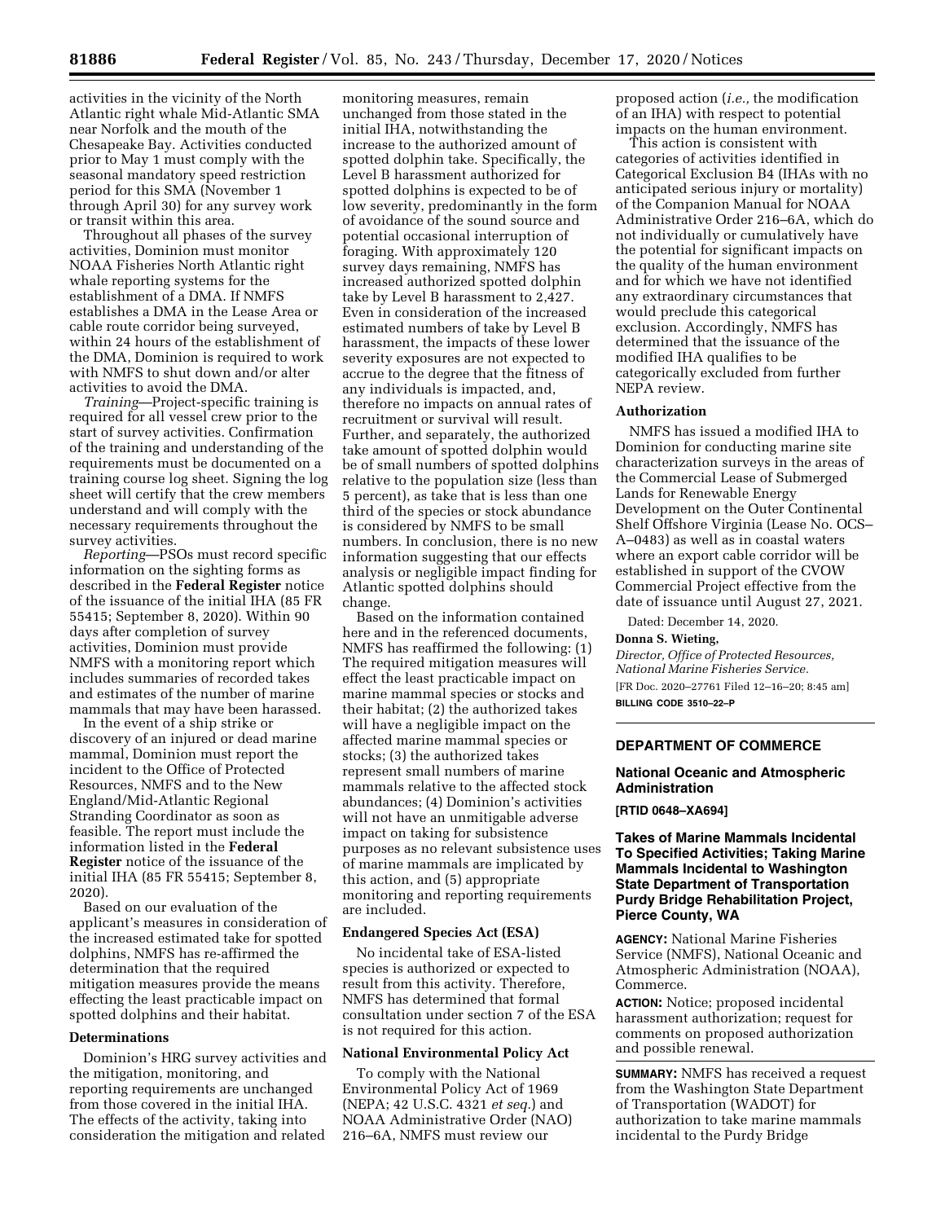activities in the vicinity of the North Atlantic right whale Mid-Atlantic SMA near Norfolk and the mouth of the Chesapeake Bay. Activities conducted prior to May 1 must comply with the seasonal mandatory speed restriction period for this SMA (November 1 through April 30) for any survey work or transit within this area.

Throughout all phases of the survey activities, Dominion must monitor NOAA Fisheries North Atlantic right whale reporting systems for the establishment of a DMA. If NMFS establishes a DMA in the Lease Area or cable route corridor being surveyed, within 24 hours of the establishment of the DMA, Dominion is required to work with NMFS to shut down and/or alter activities to avoid the DMA.

*Training*—Project-specific training is required for all vessel crew prior to the start of survey activities. Confirmation of the training and understanding of the requirements must be documented on a training course log sheet. Signing the log sheet will certify that the crew members understand and will comply with the necessary requirements throughout the survey activities.

*Reporting*—PSOs must record specific information on the sighting forms as described in the **Federal Register** notice of the issuance of the initial IHA (85 FR 55415; September 8, 2020). Within 90 days after completion of survey activities, Dominion must provide NMFS with a monitoring report which includes summaries of recorded takes and estimates of the number of marine mammals that may have been harassed.

In the event of a ship strike or discovery of an injured or dead marine mammal, Dominion must report the incident to the Office of Protected Resources, NMFS and to the New England/Mid-Atlantic Regional Stranding Coordinator as soon as feasible. The report must include the information listed in the **Federal Register** notice of the issuance of the initial IHA (85 FR 55415; September 8, 2020).

Based on our evaluation of the applicant's measures in consideration of the increased estimated take for spotted dolphins, NMFS has re-affirmed the determination that the required mitigation measures provide the means effecting the least practicable impact on spotted dolphins and their habitat.

### Determinations

Dominion's HRG survey activities and the mitigation, monitoring, and reporting requirements are unchanged from those covered in the initial IHA. The effects of the activity, taking into consideration the mitigation and related monitoring measures, remain unchanged from those stated in the initial IHA, notwithstanding the increase to the authorized amount of spotted dolphin take. Specifically, the Level B harassment authorized for spotted dolphins is expected to be of low severity, predominantly in the form of avoidance of the sound source and potential occasional interruption of foraging. With approximately 120 survey days remaining, NMFS has increased authorized spotted dolphin take by Level B harassment to 2,427. Even in consideration of the increased estimated numbers of take by Level B harassment, the impacts of these lower severity exposures are not expected to accrue to the degree that the fitness of any individuals is impacted, and, therefore no impacts on annual rates of recruitment or survival will result. Further, and separately, the authorized take amount of spotted dolphin would be of small numbers of spotted dolphins relative to the population size (less than 5 percent), as take that is less than one third of the species or stock abundance is considered by NMFS to be small numbers. In conclusion, there is no new information suggesting that our effects analysis or negligible impact finding for Atlantic spotted dolphins should change.

Based on the information contained here and in the referenced documents, NMFS has reaffirmed the following: (1) The required mitigation measures will effect the least practicable impact on marine mammal species or stocks and their habitat; (2) the authorized takes will have a negligible impact on the affected marine mammal species or stocks; (3) the authorized takes represent small numbers of marine mammals relative to the affected stock abundances; (4) Dominion's activities will not have an unmitigable adverse impact on taking for subsistence purposes as no relevant subsistence uses of marine mammals are implicated by this action, and (5) appropriate monitoring and reporting requirements are included.

### Endangered Species Act (ESA)

No incidental take of ESA-listed species is authorized or expected to result from this activity. Therefore, NMFS has determined that formal consultation under section 7 of the ESA is not required for this action.

### National Environmental Policy Act

To comply with the National Environmental Policy Act of 1969 (NEPA; 42 U.S.C. 4321 *et seq.*) and NOAA Administrative Order (NAO) 216–6A, NMFS must review our proposed action (*i.e.,* the modification of an IHA) with respect to potential impacts on the human environment.

This action is consistent with categories of activities identified in Categorical Exclusion B4 (IHAs with no anticipated serious injury or mortality) of the Companion Manual for NOAA Administrative Order 216–6A, which do not individually or cumulatively have the potential for significant impacts on the quality of the human environment and for which we have not identified any extraordinary circumstances that would preclude this categorical exclusion. Accordingly, NMFS has determined that the issuance of the modified IHA qualifies to be categorically excluded from further NEPA review.

### Authorization

NMFS has issued a modified IHA to Dominion for conducting marine site characterization surveys in the areas of the Commercial Lease of Submerged Lands for Renewable Energy Development on the Outer Continental Shelf Offshore Virginia (Lease No. OCS–A–0483) as well as in coastal waters where an export cable corridor will be established in support of the CVOW Commercial Project effective from the date of issuance until August 27, 2021.

Dated: December 14, 2020.

**Donna S. Wieting,**

*Director, Office of Protected Resources, National Marine Fisheries Service.*

[FR Doc. 2020–27761 Filed 12–16–20; 8:45 am]

**BILLING CODE 3510–22–P**

---

## DEPARTMENT OF COMMERCE

## National Oceanic and Atmospheric Administration

**[RTID 0648–XA694]**

## Takes of Marine Mammals Incidental To Specified Activities; Taking Marine Mammals Incidental to Washington State Department of Transportation Purdy Bridge Rehabilitation Project, Pierce County, WA

**AGENCY:** National Marine Fisheries Service (NMFS), National Oceanic and Atmospheric Administration (NOAA), Commerce.

**ACTION:** Notice; proposed incidental harassment authorization; request for comments on proposed authorization and possible renewal.

**SUMMARY:** NMFS has received a request from the Washington State Department of Transportation (WADOT) for authorization to take marine mammals incidental to the Purdy Bridge